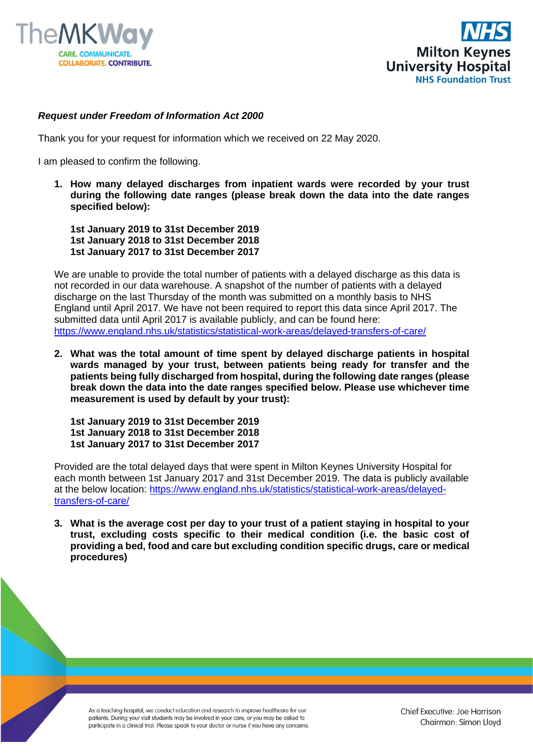***Request under Freedom of Information Act 2000***

Thank you for your request for information which we received on 22 May 2020.

I am pleased to confirm the following.

1. **How many delayed discharges from inpatient wards were recorded by your trust during the following date ranges (please break down the data into the date ranges specified below):**

   **1st January 2019 to 31st December 2019**
   **1st January 2018 to 31st December 2018**
   **1st January 2017 to 31st December 2017**

   We are unable to provide the total number of patients with a delayed discharge as this data is not recorded in our data warehouse. A snapshot of the number of patients with a delayed discharge on the last Thursday of the month was submitted on a monthly basis to NHS England until April 2017. We have not been required to report this data since April 2017. The submitted data until April 2017 is available publicly, and can be found here: https://www.england.nhs.uk/statistics/statistical-work-areas/delayed-transfers-of-care/

2. **What was the total amount of time spent by delayed discharge patients in hospital wards managed by your trust, between patients being ready for transfer and the patients being fully discharged from hospital, during the following date ranges (please break down the data into the date ranges specified below. Please use whichever time measurement is used by default by your trust):**

   **1st January 2019 to 31st December 2019**
   **1st January 2018 to 31st December 2018**
   **1st January 2017 to 31st December 2017**

   Provided are the total delayed days that were spent in Milton Keynes University Hospital for each month between 1st January 2017 and 31st December 2019. The data is publicly available at the below location: https://www.england.nhs.uk/statistics/statistical-work-areas/delayed-transfers-of-care/

3. **What is the average cost per day to your trust of a patient staying in hospital to your trust, excluding costs specific to their medical condition (i.e. the basic cost of providing a bed, food and care but excluding condition specific drugs, care or medical procedures)**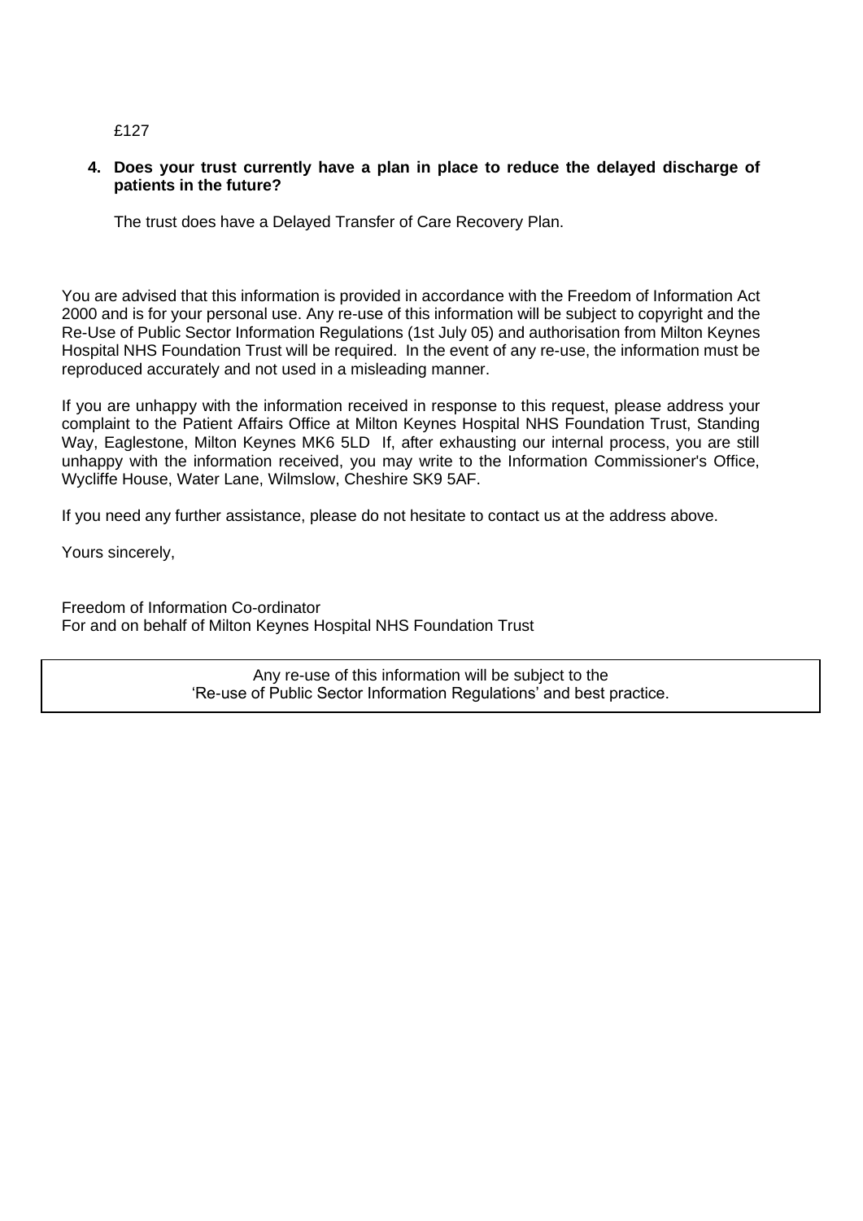£127

4. **Does your trust currently have a plan in place to reduce the delayed discharge of patients in the future?**

   The trust does have a Delayed Transfer of Care Recovery Plan.

You are advised that this information is provided in accordance with the Freedom of Information Act 2000 and is for your personal use. Any re-use of this information will be subject to copyright and the Re-Use of Public Sector Information Regulations (1st July 05) and authorisation from Milton Keynes Hospital NHS Foundation Trust will be required. In the event of any re-use, the information must be reproduced accurately and not used in a misleading manner.

If you are unhappy with the information received in response to this request, please address your complaint to the Patient Affairs Office at Milton Keynes Hospital NHS Foundation Trust, Standing Way, Eaglestone, Milton Keynes MK6 5LD If, after exhausting our internal process, you are still unhappy with the information received, you may write to the Information Commissioner's Office, Wycliffe House, Water Lane, Wilmslow, Cheshire SK9 5AF.

If you need any further assistance, please do not hesitate to contact us at the address above.

Yours sincerely,

Freedom of Information Co-ordinator
For and on behalf of Milton Keynes Hospital NHS Foundation Trust

Any re-use of this information will be subject to the
'Re-use of Public Sector Information Regulations' and best practice.